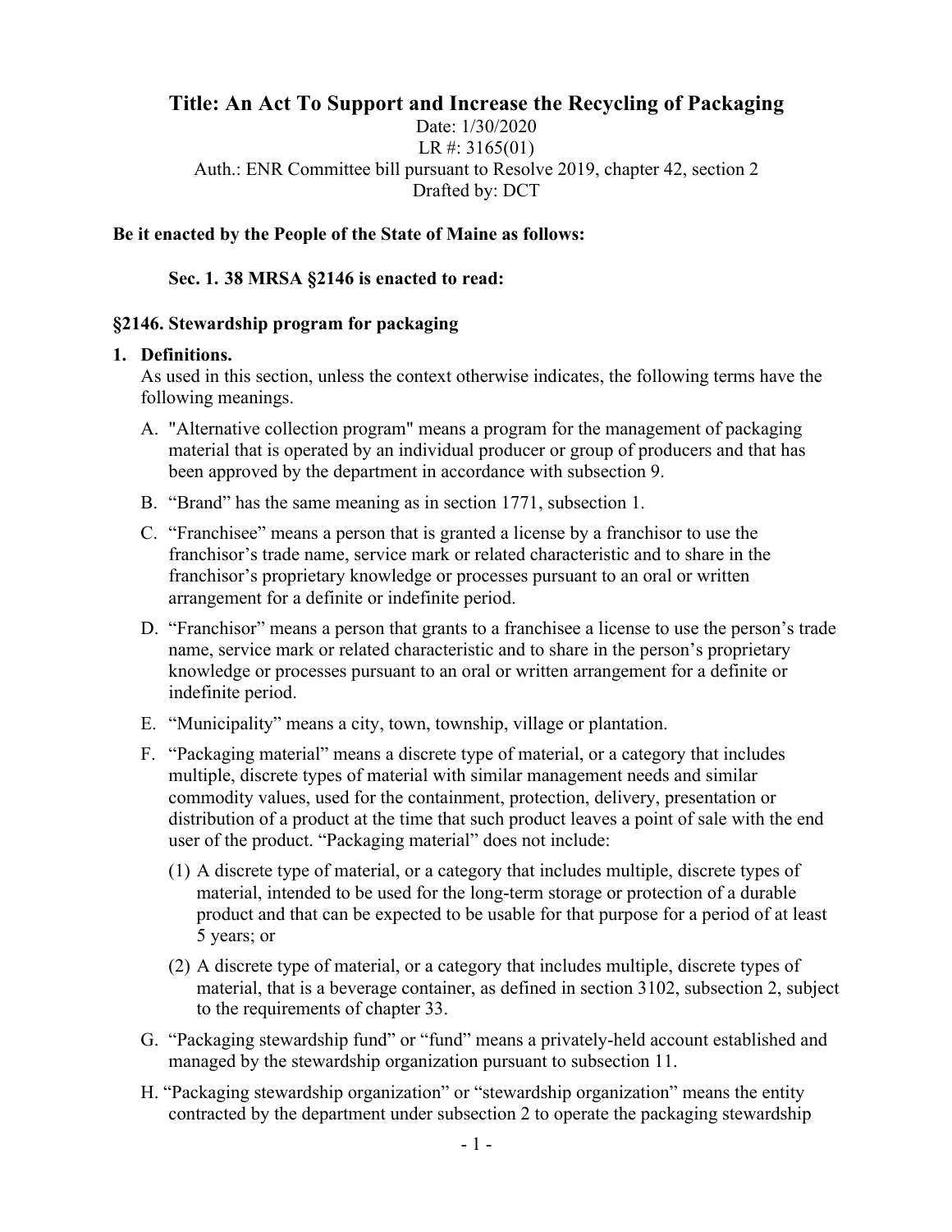# Title: An Act To Support and Increase the Recycling of Packaging

Date: 1/30/2020
LR #: 3165(01)
Auth.: ENR Committee bill pursuant to Resolve 2019, chapter 42, section 2
Drafted by: DCT

**Be it enacted by the People of the State of Maine as follows:**

**Sec. 1. 38 MRSA §2146 is enacted to read:**

**§2146. Stewardship program for packaging**

**1. Definitions.**

As used in this section, unless the context otherwise indicates, the following terms have the following meanings.

A. "Alternative collection program" means a program for the management of packaging material that is operated by an individual producer or group of producers and that has been approved by the department in accordance with subsection 9.

B. "Brand" has the same meaning as in section 1771, subsection 1.

C. "Franchisee" means a person that is granted a license by a franchisor to use the franchisor's trade name, service mark or related characteristic and to share in the franchisor's proprietary knowledge or processes pursuant to an oral or written arrangement for a definite or indefinite period.

D. "Franchisor" means a person that grants to a franchisee a license to use the person's trade name, service mark or related characteristic and to share in the person's proprietary knowledge or processes pursuant to an oral or written arrangement for a definite or indefinite period.

E. "Municipality" means a city, town, township, village or plantation.

F. "Packaging material" means a discrete type of material, or a category that includes multiple, discrete types of material with similar management needs and similar commodity values, used for the containment, protection, delivery, presentation or distribution of a product at the time that such product leaves a point of sale with the end user of the product. "Packaging material" does not include:

(1) A discrete type of material, or a category that includes multiple, discrete types of material, intended to be used for the long-term storage or protection of a durable product and that can be expected to be usable for that purpose for a period of at least 5 years; or

(2) A discrete type of material, or a category that includes multiple, discrete types of material, that is a beverage container, as defined in section 3102, subsection 2, subject to the requirements of chapter 33.

G. "Packaging stewardship fund" or "fund" means a privately-held account established and managed by the stewardship organization pursuant to subsection 11.

H. "Packaging stewardship organization" or "stewardship organization" means the entity contracted by the department under subsection 2 to operate the packaging stewardship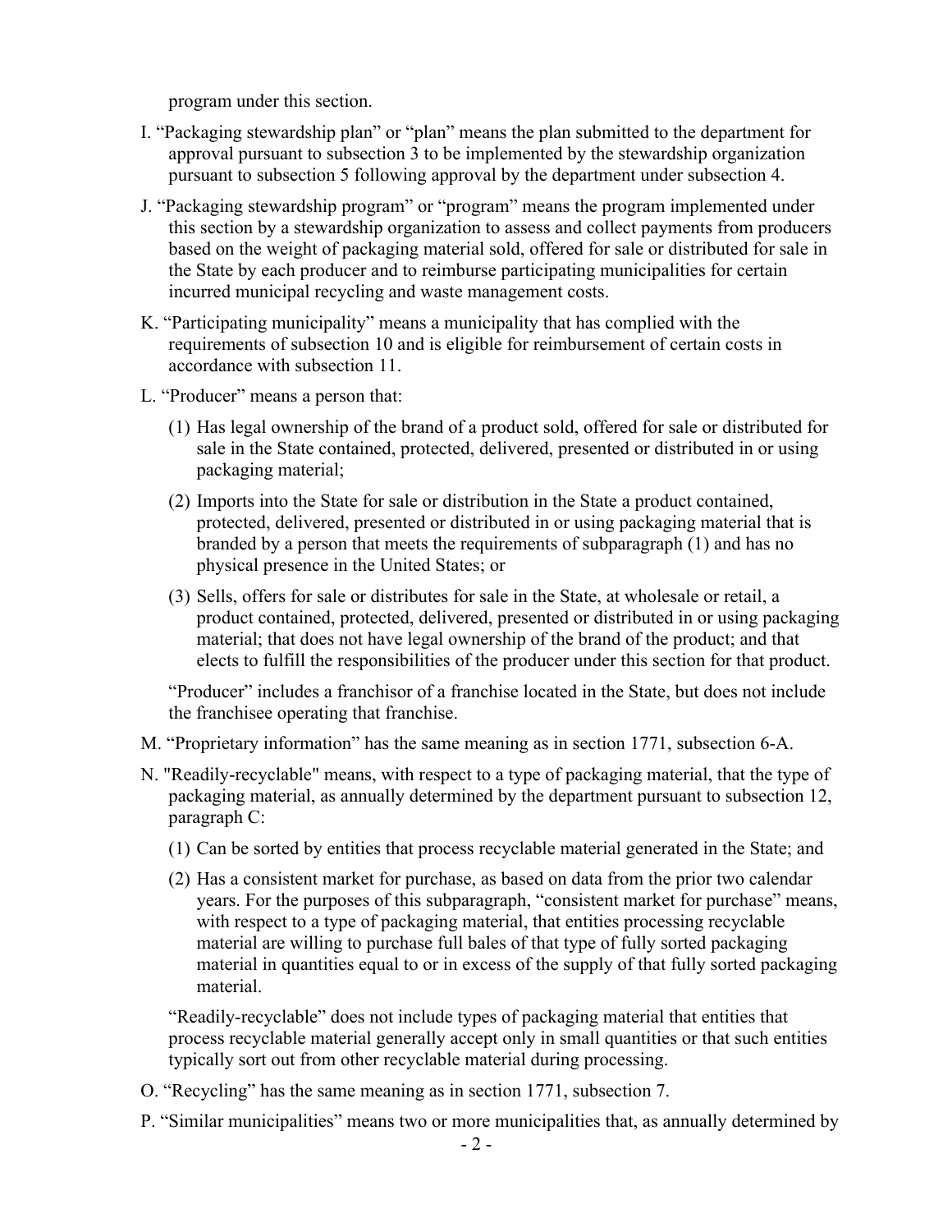program under this section.

I. "Packaging stewardship plan" or "plan" means the plan submitted to the department for approval pursuant to subsection 3 to be implemented by the stewardship organization pursuant to subsection 5 following approval by the department under subsection 4.

J. "Packaging stewardship program" or "program" means the program implemented under this section by a stewardship organization to assess and collect payments from producers based on the weight of packaging material sold, offered for sale or distributed for sale in the State by each producer and to reimburse participating municipalities for certain incurred municipal recycling and waste management costs.

K. "Participating municipality" means a municipality that has complied with the requirements of subsection 10 and is eligible for reimbursement of certain costs in accordance with subsection 11.

L. "Producer" means a person that:

(1) Has legal ownership of the brand of a product sold, offered for sale or distributed for sale in the State contained, protected, delivered, presented or distributed in or using packaging material;

(2) Imports into the State for sale or distribution in the State a product contained, protected, delivered, presented or distributed in or using packaging material that is branded by a person that meets the requirements of subparagraph (1) and has no physical presence in the United States; or

(3) Sells, offers for sale or distributes for sale in the State, at wholesale or retail, a product contained, protected, delivered, presented or distributed in or using packaging material; that does not have legal ownership of the brand of the product; and that elects to fulfill the responsibilities of the producer under this section for that product.

"Producer" includes a franchisor of a franchise located in the State, but does not include the franchisee operating that franchise.

M. "Proprietary information" has the same meaning as in section 1771, subsection 6-A.

N. "Readily-recyclable" means, with respect to a type of packaging material, that the type of packaging material, as annually determined by the department pursuant to subsection 12, paragraph C:

(1) Can be sorted by entities that process recyclable material generated in the State; and

(2) Has a consistent market for purchase, as based on data from the prior two calendar years. For the purposes of this subparagraph, "consistent market for purchase" means, with respect to a type of packaging material, that entities processing recyclable material are willing to purchase full bales of that type of fully sorted packaging material in quantities equal to or in excess of the supply of that fully sorted packaging material.

"Readily-recyclable" does not include types of packaging material that entities that process recyclable material generally accept only in small quantities or that such entities typically sort out from other recyclable material during processing.

O. "Recycling" has the same meaning as in section 1771, subsection 7.

P. "Similar municipalities" means two or more municipalities that, as annually determined by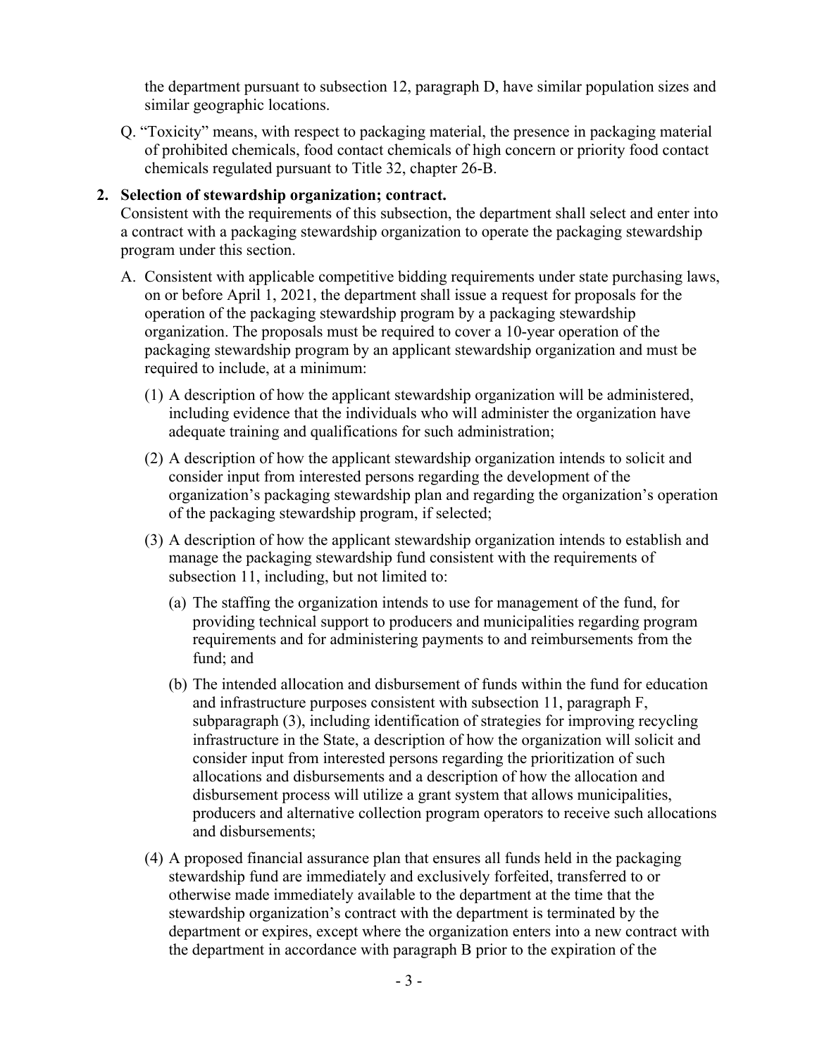the department pursuant to subsection 12, paragraph D, have similar population sizes and similar geographic locations.

Q. "Toxicity" means, with respect to packaging material, the presence in packaging material of prohibited chemicals, food contact chemicals of high concern or priority food contact chemicals regulated pursuant to Title 32, chapter 26-B.

**2. Selection of stewardship organization; contract.**
Consistent with the requirements of this subsection, the department shall select and enter into a contract with a packaging stewardship organization to operate the packaging stewardship program under this section.

A. Consistent with applicable competitive bidding requirements under state purchasing laws, on or before April 1, 2021, the department shall issue a request for proposals for the operation of the packaging stewardship program by a packaging stewardship organization. The proposals must be required to cover a 10-year operation of the packaging stewardship program by an applicant stewardship organization and must be required to include, at a minimum:

(1) A description of how the applicant stewardship organization will be administered, including evidence that the individuals who will administer the organization have adequate training and qualifications for such administration;

(2) A description of how the applicant stewardship organization intends to solicit and consider input from interested persons regarding the development of the organization's packaging stewardship plan and regarding the organization's operation of the packaging stewardship program, if selected;

(3) A description of how the applicant stewardship organization intends to establish and manage the packaging stewardship fund consistent with the requirements of subsection 11, including, but not limited to:

(a) The staffing the organization intends to use for management of the fund, for providing technical support to producers and municipalities regarding program requirements and for administering payments to and reimbursements from the fund; and

(b) The intended allocation and disbursement of funds within the fund for education and infrastructure purposes consistent with subsection 11, paragraph F, subparagraph (3), including identification of strategies for improving recycling infrastructure in the State, a description of how the organization will solicit and consider input from interested persons regarding the prioritization of such allocations and disbursements and a description of how the allocation and disbursement process will utilize a grant system that allows municipalities, producers and alternative collection program operators to receive such allocations and disbursements;

(4) A proposed financial assurance plan that ensures all funds held in the packaging stewardship fund are immediately and exclusively forfeited, transferred to or otherwise made immediately available to the department at the time that the stewardship organization's contract with the department is terminated by the department or expires, except where the organization enters into a new contract with the department in accordance with paragraph B prior to the expiration of the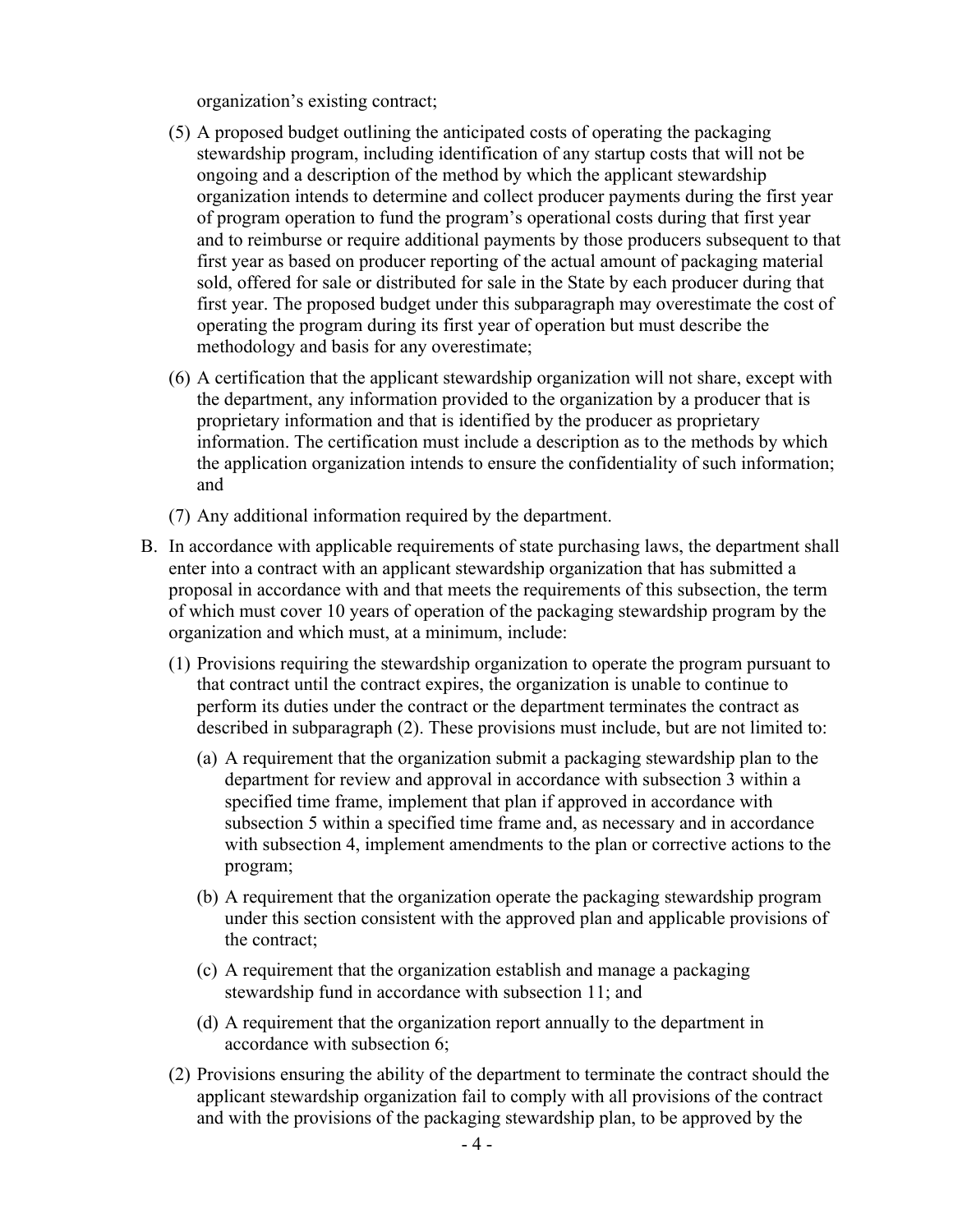organization's existing contract;

(5) A proposed budget outlining the anticipated costs of operating the packaging stewardship program, including identification of any startup costs that will not be ongoing and a description of the method by which the applicant stewardship organization intends to determine and collect producer payments during the first year of program operation to fund the program's operational costs during that first year and to reimburse or require additional payments by those producers subsequent to that first year as based on producer reporting of the actual amount of packaging material sold, offered for sale or distributed for sale in the State by each producer during that first year. The proposed budget under this subparagraph may overestimate the cost of operating the program during its first year of operation but must describe the methodology and basis for any overestimate;

(6) A certification that the applicant stewardship organization will not share, except with the department, any information provided to the organization by a producer that is proprietary information and that is identified by the producer as proprietary information. The certification must include a description as to the methods by which the application organization intends to ensure the confidentiality of such information; and

(7) Any additional information required by the department.

B. In accordance with applicable requirements of state purchasing laws, the department shall enter into a contract with an applicant stewardship organization that has submitted a proposal in accordance with and that meets the requirements of this subsection, the term of which must cover 10 years of operation of the packaging stewardship program by the organization and which must, at a minimum, include:

(1) Provisions requiring the stewardship organization to operate the program pursuant to that contract until the contract expires, the organization is unable to continue to perform its duties under the contract or the department terminates the contract as described in subparagraph (2). These provisions must include, but are not limited to:

(a) A requirement that the organization submit a packaging stewardship plan to the department for review and approval in accordance with subsection 3 within a specified time frame, implement that plan if approved in accordance with subsection 5 within a specified time frame and, as necessary and in accordance with subsection 4, implement amendments to the plan or corrective actions to the program;

(b) A requirement that the organization operate the packaging stewardship program under this section consistent with the approved plan and applicable provisions of the contract;

(c) A requirement that the organization establish and manage a packaging stewardship fund in accordance with subsection 11; and

(d) A requirement that the organization report annually to the department in accordance with subsection 6;

(2) Provisions ensuring the ability of the department to terminate the contract should the applicant stewardship organization fail to comply with all provisions of the contract and with the provisions of the packaging stewardship plan, to be approved by the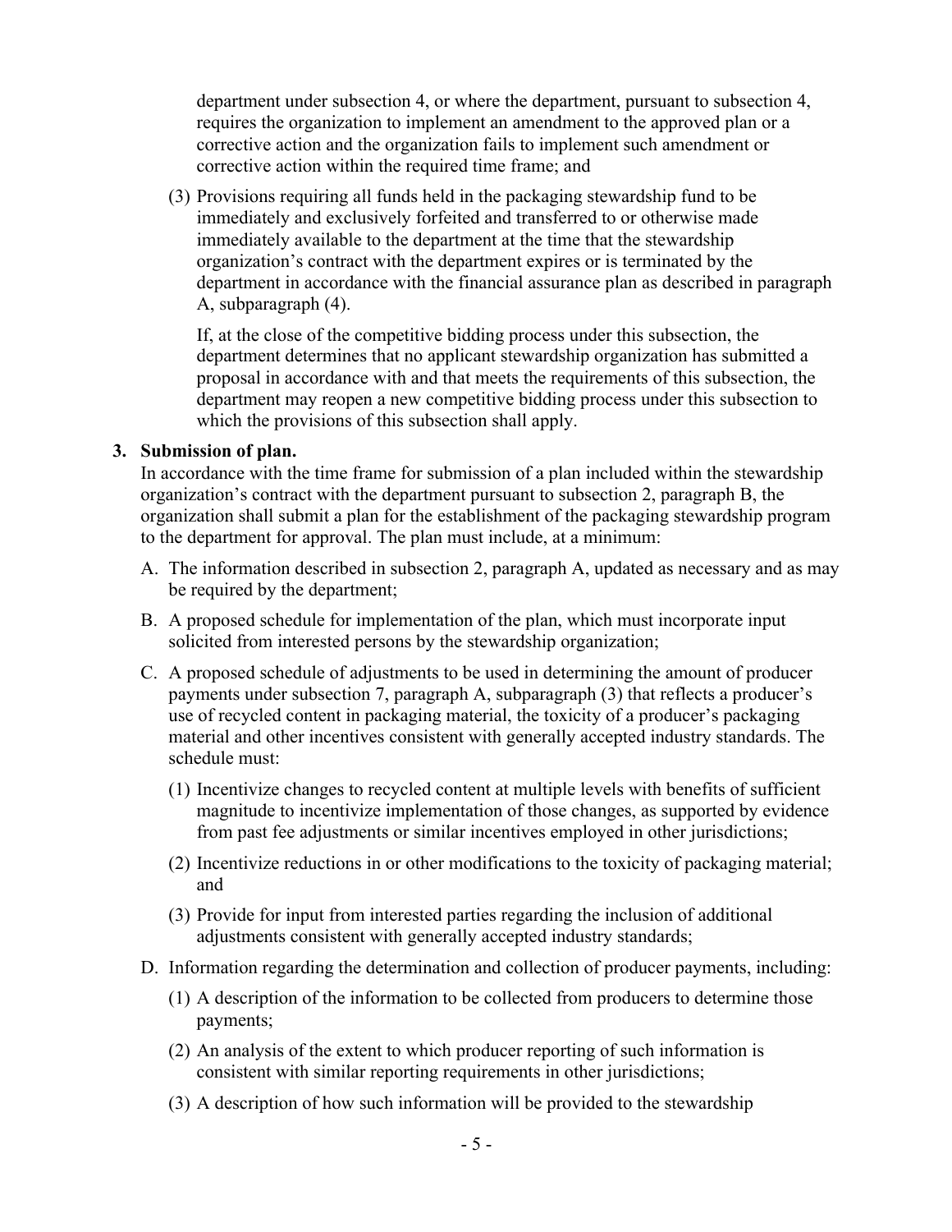department under subsection 4, or where the department, pursuant to subsection 4, requires the organization to implement an amendment to the approved plan or a corrective action and the organization fails to implement such amendment or corrective action within the required time frame; and

(3) Provisions requiring all funds held in the packaging stewardship fund to be immediately and exclusively forfeited and transferred to or otherwise made immediately available to the department at the time that the stewardship organization's contract with the department expires or is terminated by the department in accordance with the financial assurance plan as described in paragraph A, subparagraph (4).

If, at the close of the competitive bidding process under this subsection, the department determines that no applicant stewardship organization has submitted a proposal in accordance with and that meets the requirements of this subsection, the department may reopen a new competitive bidding process under this subsection to which the provisions of this subsection shall apply.

**3. Submission of plan.**

In accordance with the time frame for submission of a plan included within the stewardship organization's contract with the department pursuant to subsection 2, paragraph B, the organization shall submit a plan for the establishment of the packaging stewardship program to the department for approval. The plan must include, at a minimum:

A. The information described in subsection 2, paragraph A, updated as necessary and as may be required by the department;

B. A proposed schedule for implementation of the plan, which must incorporate input solicited from interested persons by the stewardship organization;

C. A proposed schedule of adjustments to be used in determining the amount of producer payments under subsection 7, paragraph A, subparagraph (3) that reflects a producer's use of recycled content in packaging material, the toxicity of a producer's packaging material and other incentives consistent with generally accepted industry standards. The schedule must:

(1) Incentivize changes to recycled content at multiple levels with benefits of sufficient magnitude to incentivize implementation of those changes, as supported by evidence from past fee adjustments or similar incentives employed in other jurisdictions;

(2) Incentivize reductions in or other modifications to the toxicity of packaging material; and

(3) Provide for input from interested parties regarding the inclusion of additional adjustments consistent with generally accepted industry standards;

D. Information regarding the determination and collection of producer payments, including:

(1) A description of the information to be collected from producers to determine those payments;

(2) An analysis of the extent to which producer reporting of such information is consistent with similar reporting requirements in other jurisdictions;

(3) A description of how such information will be provided to the stewardship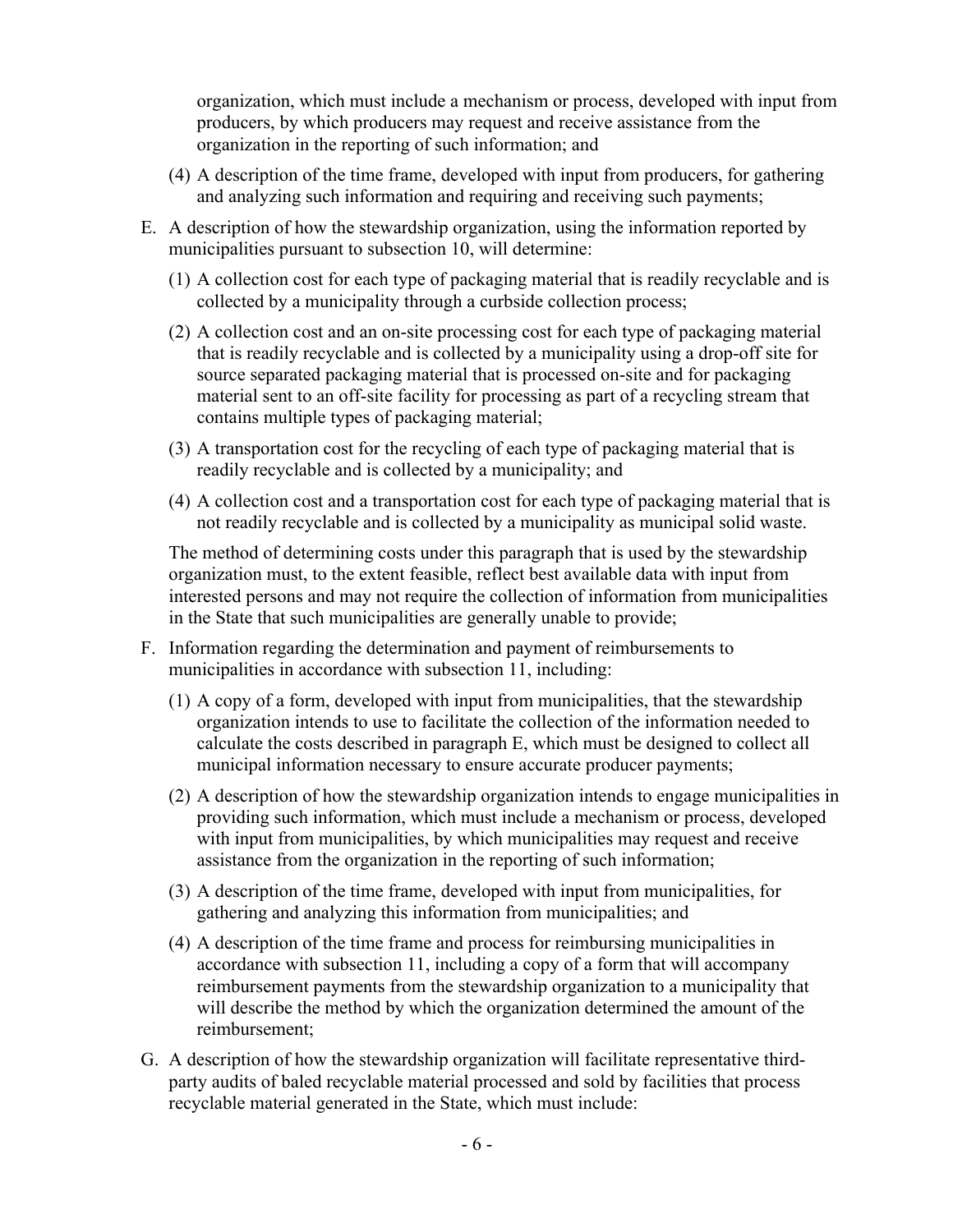organization, which must include a mechanism or process, developed with input from producers, by which producers may request and receive assistance from the organization in the reporting of such information; and

(4) A description of the time frame, developed with input from producers, for gathering and analyzing such information and requiring and receiving such payments;

E. A description of how the stewardship organization, using the information reported by municipalities pursuant to subsection 10, will determine:

(1) A collection cost for each type of packaging material that is readily recyclable and is collected by a municipality through a curbside collection process;

(2) A collection cost and an on-site processing cost for each type of packaging material that is readily recyclable and is collected by a municipality using a drop-off site for source separated packaging material that is processed on-site and for packaging material sent to an off-site facility for processing as part of a recycling stream that contains multiple types of packaging material;

(3) A transportation cost for the recycling of each type of packaging material that is readily recyclable and is collected by a municipality; and

(4) A collection cost and a transportation cost for each type of packaging material that is not readily recyclable and is collected by a municipality as municipal solid waste.

The method of determining costs under this paragraph that is used by the stewardship organization must, to the extent feasible, reflect best available data with input from interested persons and may not require the collection of information from municipalities in the State that such municipalities are generally unable to provide;

F. Information regarding the determination and payment of reimbursements to municipalities in accordance with subsection 11, including:

(1) A copy of a form, developed with input from municipalities, that the stewardship organization intends to use to facilitate the collection of the information needed to calculate the costs described in paragraph E, which must be designed to collect all municipal information necessary to ensure accurate producer payments;

(2) A description of how the stewardship organization intends to engage municipalities in providing such information, which must include a mechanism or process, developed with input from municipalities, by which municipalities may request and receive assistance from the organization in the reporting of such information;

(3) A description of the time frame, developed with input from municipalities, for gathering and analyzing this information from municipalities; and

(4) A description of the time frame and process for reimbursing municipalities in accordance with subsection 11, including a copy of a form that will accompany reimbursement payments from the stewardship organization to a municipality that will describe the method by which the organization determined the amount of the reimbursement;

G. A description of how the stewardship organization will facilitate representative third-party audits of baled recyclable material processed and sold by facilities that process recyclable material generated in the State, which must include: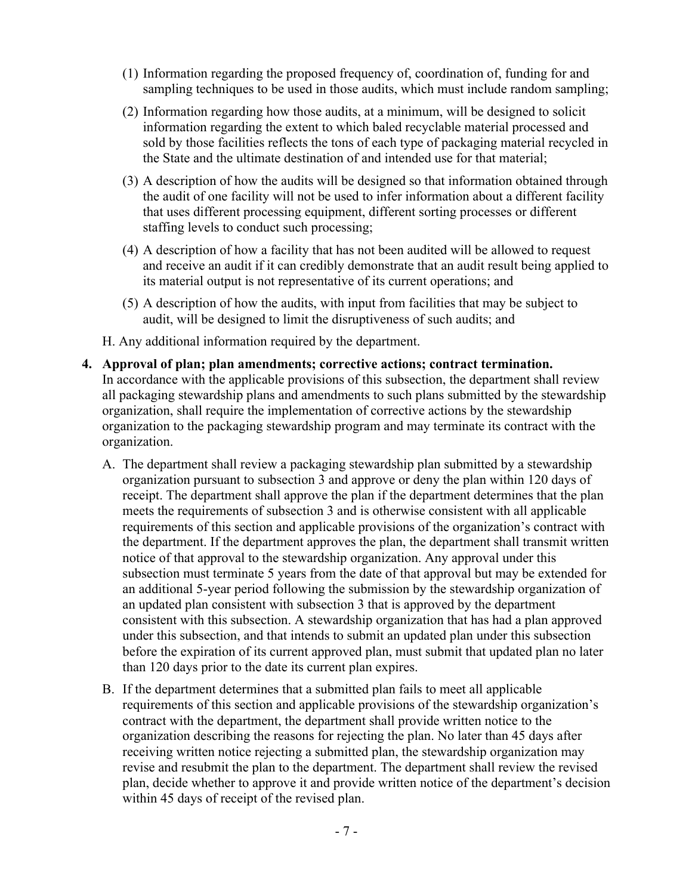(1) Information regarding the proposed frequency of, coordination of, funding for and sampling techniques to be used in those audits, which must include random sampling;

(2) Information regarding how those audits, at a minimum, will be designed to solicit information regarding the extent to which baled recyclable material processed and sold by those facilities reflects the tons of each type of packaging material recycled in the State and the ultimate destination of and intended use for that material;

(3) A description of how the audits will be designed so that information obtained through the audit of one facility will not be used to infer information about a different facility that uses different processing equipment, different sorting processes or different staffing levels to conduct such processing;

(4) A description of how a facility that has not been audited will be allowed to request and receive an audit if it can credibly demonstrate that an audit result being applied to its material output is not representative of its current operations; and

(5) A description of how the audits, with input from facilities that may be subject to audit, will be designed to limit the disruptiveness of such audits; and

H. Any additional information required by the department.

**4. Approval of plan; plan amendments; corrective actions; contract termination.** In accordance with the applicable provisions of this subsection, the department shall review all packaging stewardship plans and amendments to such plans submitted by the stewardship organization, shall require the implementation of corrective actions by the stewardship organization to the packaging stewardship program and may terminate its contract with the organization.

A. The department shall review a packaging stewardship plan submitted by a stewardship organization pursuant to subsection 3 and approve or deny the plan within 120 days of receipt. The department shall approve the plan if the department determines that the plan meets the requirements of subsection 3 and is otherwise consistent with all applicable requirements of this section and applicable provisions of the organization's contract with the department. If the department approves the plan, the department shall transmit written notice of that approval to the stewardship organization. Any approval under this subsection must terminate 5 years from the date of that approval but may be extended for an additional 5-year period following the submission by the stewardship organization of an updated plan consistent with subsection 3 that is approved by the department consistent with this subsection. A stewardship organization that has had a plan approved under this subsection, and that intends to submit an updated plan under this subsection before the expiration of its current approved plan, must submit that updated plan no later than 120 days prior to the date its current plan expires.

B. If the department determines that a submitted plan fails to meet all applicable requirements of this section and applicable provisions of the stewardship organization's contract with the department, the department shall provide written notice to the organization describing the reasons for rejecting the plan. No later than 45 days after receiving written notice rejecting a submitted plan, the stewardship organization may revise and resubmit the plan to the department. The department shall review the revised plan, decide whether to approve it and provide written notice of the department's decision within 45 days of receipt of the revised plan.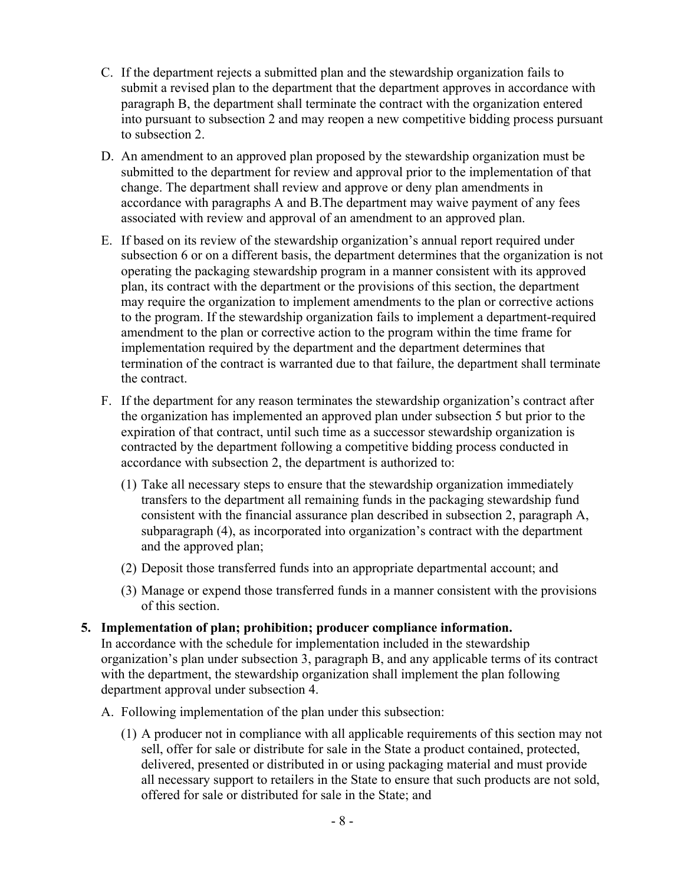C. If the department rejects a submitted plan and the stewardship organization fails to submit a revised plan to the department that the department approves in accordance with paragraph B, the department shall terminate the contract with the organization entered into pursuant to subsection 2 and may reopen a new competitive bidding process pursuant to subsection 2.

D. An amendment to an approved plan proposed by the stewardship organization must be submitted to the department for review and approval prior to the implementation of that change. The department shall review and approve or deny plan amendments in accordance with paragraphs A and B.The department may waive payment of any fees associated with review and approval of an amendment to an approved plan.

E. If based on its review of the stewardship organization's annual report required under subsection 6 or on a different basis, the department determines that the organization is not operating the packaging stewardship program in a manner consistent with its approved plan, its contract with the department or the provisions of this section, the department may require the organization to implement amendments to the plan or corrective actions to the program. If the stewardship organization fails to implement a department-required amendment to the plan or corrective action to the program within the time frame for implementation required by the department and the department determines that termination of the contract is warranted due to that failure, the department shall terminate the contract.

F. If the department for any reason terminates the stewardship organization's contract after the organization has implemented an approved plan under subsection 5 but prior to the expiration of that contract, until such time as a successor stewardship organization is contracted by the department following a competitive bidding process conducted in accordance with subsection 2, the department is authorized to:

   (1) Take all necessary steps to ensure that the stewardship organization immediately transfers to the department all remaining funds in the packaging stewardship fund consistent with the financial assurance plan described in subsection 2, paragraph A, subparagraph (4), as incorporated into organization's contract with the department and the approved plan;

   (2) Deposit those transferred funds into an appropriate departmental account; and

   (3) Manage or expend those transferred funds in a manner consistent with the provisions of this section.

**5. Implementation of plan; prohibition; producer compliance information.** In accordance with the schedule for implementation included in the stewardship organization's plan under subsection 3, paragraph B, and any applicable terms of its contract with the department, the stewardship organization shall implement the plan following department approval under subsection 4.

A. Following implementation of the plan under this subsection:

   (1) A producer not in compliance with all applicable requirements of this section may not sell, offer for sale or distribute for sale in the State a product contained, protected, delivered, presented or distributed in or using packaging material and must provide all necessary support to retailers in the State to ensure that such products are not sold, offered for sale or distributed for sale in the State; and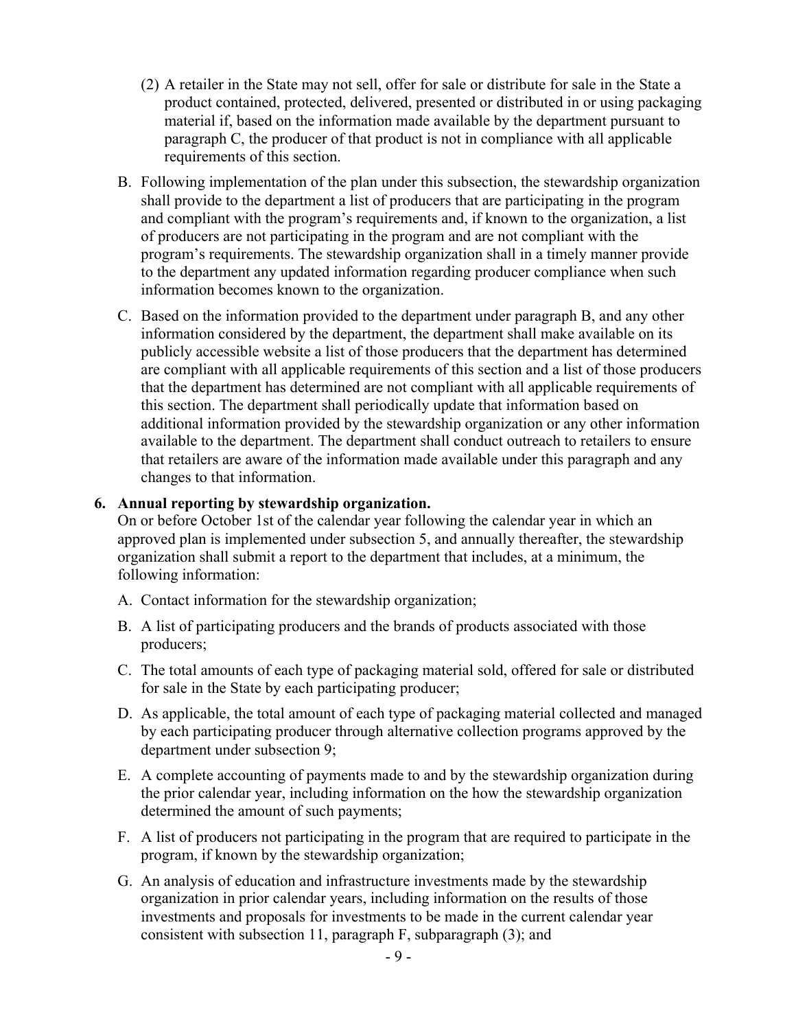(2) A retailer in the State may not sell, offer for sale or distribute for sale in the State a product contained, protected, delivered, presented or distributed in or using packaging material if, based on the information made available by the department pursuant to paragraph C, the producer of that product is not in compliance with all applicable requirements of this section.

B. Following implementation of the plan under this subsection, the stewardship organization shall provide to the department a list of producers that are participating in the program and compliant with the program's requirements and, if known to the organization, a list of producers are not participating in the program and are not compliant with the program's requirements. The stewardship organization shall in a timely manner provide to the department any updated information regarding producer compliance when such information becomes known to the organization.

C. Based on the information provided to the department under paragraph B, and any other information considered by the department, the department shall make available on its publicly accessible website a list of those producers that the department has determined are compliant with all applicable requirements of this section and a list of those producers that the department has determined are not compliant with all applicable requirements of this section. The department shall periodically update that information based on additional information provided by the stewardship organization or any other information available to the department. The department shall conduct outreach to retailers to ensure that retailers are aware of the information made available under this paragraph and any changes to that information.

**6. Annual reporting by stewardship organization.**
On or before October 1st of the calendar year following the calendar year in which an approved plan is implemented under subsection 5, and annually thereafter, the stewardship organization shall submit a report to the department that includes, at a minimum, the following information:

A. Contact information for the stewardship organization;

B. A list of participating producers and the brands of products associated with those producers;

C. The total amounts of each type of packaging material sold, offered for sale or distributed for sale in the State by each participating producer;

D. As applicable, the total amount of each type of packaging material collected and managed by each participating producer through alternative collection programs approved by the department under subsection 9;

E. A complete accounting of payments made to and by the stewardship organization during the prior calendar year, including information on the how the stewardship organization determined the amount of such payments;

F. A list of producers not participating in the program that are required to participate in the program, if known by the stewardship organization;

G. An analysis of education and infrastructure investments made by the stewardship organization in prior calendar years, including information on the results of those investments and proposals for investments to be made in the current calendar year consistent with subsection 11, paragraph F, subparagraph (3); and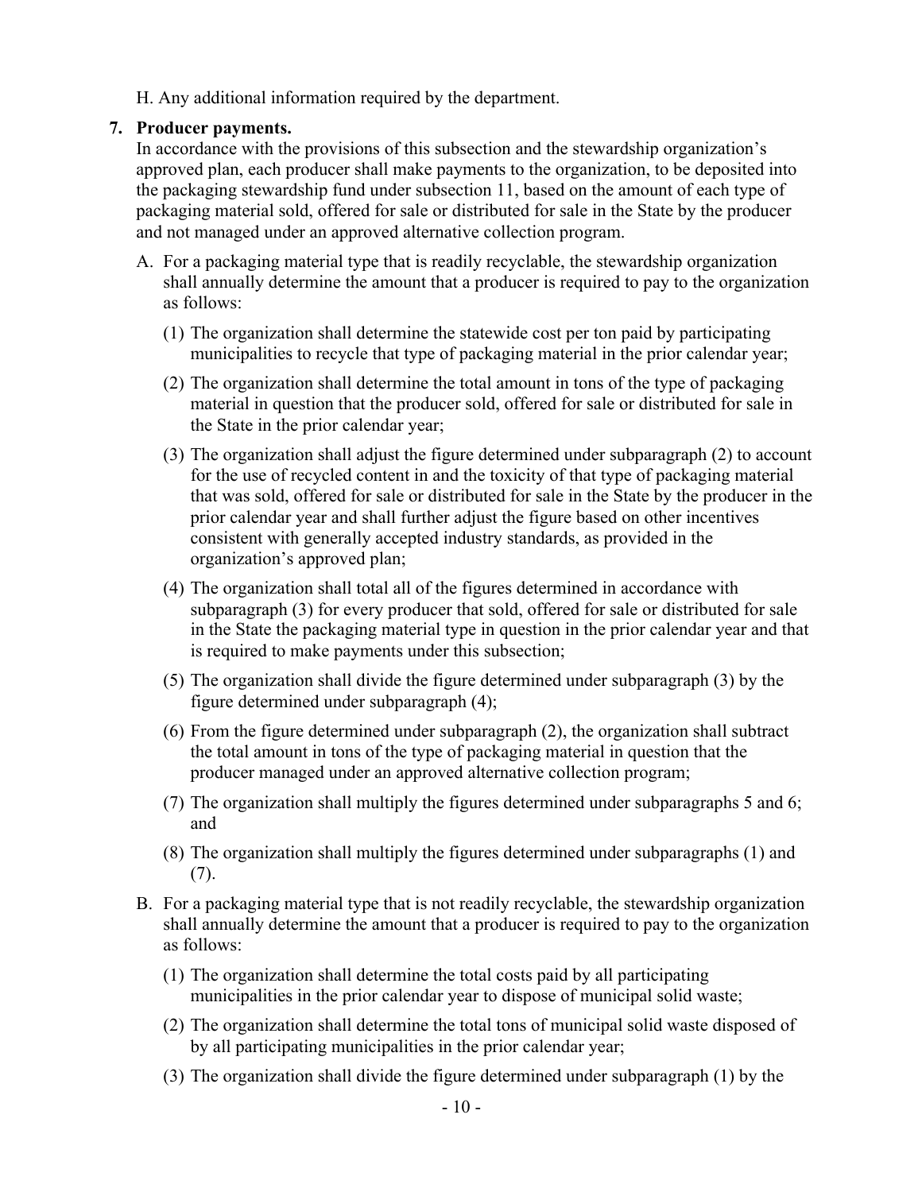H. Any additional information required by the department.

**7. Producer payments.**

In accordance with the provisions of this subsection and the stewardship organization's approved plan, each producer shall make payments to the organization, to be deposited into the packaging stewardship fund under subsection 11, based on the amount of each type of packaging material sold, offered for sale or distributed for sale in the State by the producer and not managed under an approved alternative collection program.

A. For a packaging material type that is readily recyclable, the stewardship organization shall annually determine the amount that a producer is required to pay to the organization as follows:

(1) The organization shall determine the statewide cost per ton paid by participating municipalities to recycle that type of packaging material in the prior calendar year;

(2) The organization shall determine the total amount in tons of the type of packaging material in question that the producer sold, offered for sale or distributed for sale in the State in the prior calendar year;

(3) The organization shall adjust the figure determined under subparagraph (2) to account for the use of recycled content in and the toxicity of that type of packaging material that was sold, offered for sale or distributed for sale in the State by the producer in the prior calendar year and shall further adjust the figure based on other incentives consistent with generally accepted industry standards, as provided in the organization's approved plan;

(4) The organization shall total all of the figures determined in accordance with subparagraph (3) for every producer that sold, offered for sale or distributed for sale in the State the packaging material type in question in the prior calendar year and that is required to make payments under this subsection;

(5) The organization shall divide the figure determined under subparagraph (3) by the figure determined under subparagraph (4);

(6) From the figure determined under subparagraph (2), the organization shall subtract the total amount in tons of the type of packaging material in question that the producer managed under an approved alternative collection program;

(7) The organization shall multiply the figures determined under subparagraphs 5 and 6; and

(8) The organization shall multiply the figures determined under subparagraphs (1) and (7).

B. For a packaging material type that is not readily recyclable, the stewardship organization shall annually determine the amount that a producer is required to pay to the organization as follows:

(1) The organization shall determine the total costs paid by all participating municipalities in the prior calendar year to dispose of municipal solid waste;

(2) The organization shall determine the total tons of municipal solid waste disposed of by all participating municipalities in the prior calendar year;

(3) The organization shall divide the figure determined under subparagraph (1) by the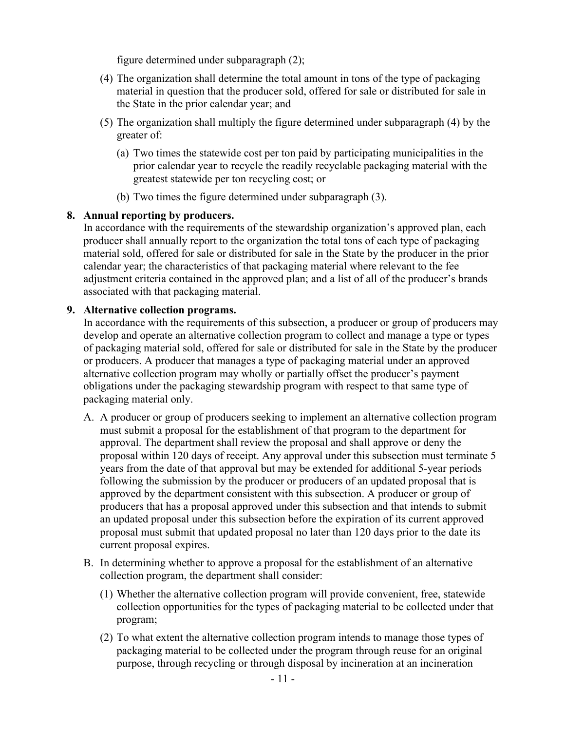figure determined under subparagraph (2);

(4) The organization shall determine the total amount in tons of the type of packaging material in question that the producer sold, offered for sale or distributed for sale in the State in the prior calendar year; and

(5) The organization shall multiply the figure determined under subparagraph (4) by the greater of:

(a) Two times the statewide cost per ton paid by participating municipalities in the prior calendar year to recycle the readily recyclable packaging material with the greatest statewide per ton recycling cost; or

(b) Two times the figure determined under subparagraph (3).

**8. Annual reporting by producers.**

In accordance with the requirements of the stewardship organization's approved plan, each producer shall annually report to the organization the total tons of each type of packaging material sold, offered for sale or distributed for sale in the State by the producer in the prior calendar year; the characteristics of that packaging material where relevant to the fee adjustment criteria contained in the approved plan; and a list of all of the producer's brands associated with that packaging material.

**9. Alternative collection programs.**

In accordance with the requirements of this subsection, a producer or group of producers may develop and operate an alternative collection program to collect and manage a type or types of packaging material sold, offered for sale or distributed for sale in the State by the producer or producers. A producer that manages a type of packaging material under an approved alternative collection program may wholly or partially offset the producer's payment obligations under the packaging stewardship program with respect to that same type of packaging material only.

A. A producer or group of producers seeking to implement an alternative collection program must submit a proposal for the establishment of that program to the department for approval. The department shall review the proposal and shall approve or deny the proposal within 120 days of receipt. Any approval under this subsection must terminate 5 years from the date of that approval but may be extended for additional 5-year periods following the submission by the producer or producers of an updated proposal that is approved by the department consistent with this subsection. A producer or group of producers that has a proposal approved under this subsection and that intends to submit an updated proposal under this subsection before the expiration of its current approved proposal must submit that updated proposal no later than 120 days prior to the date its current proposal expires.

B. In determining whether to approve a proposal for the establishment of an alternative collection program, the department shall consider:

(1) Whether the alternative collection program will provide convenient, free, statewide collection opportunities for the types of packaging material to be collected under that program;

(2) To what extent the alternative collection program intends to manage those types of packaging material to be collected under the program through reuse for an original purpose, through recycling or through disposal by incineration at an incineration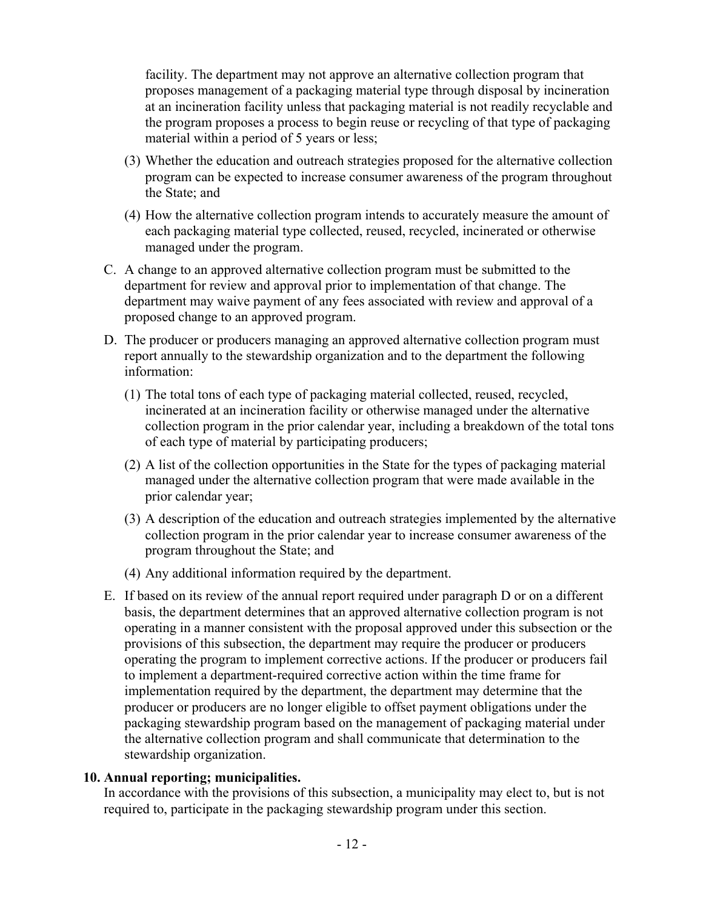facility. The department may not approve an alternative collection program that proposes management of a packaging material type through disposal by incineration at an incineration facility unless that packaging material is not readily recyclable and the program proposes a process to begin reuse or recycling of that type of packaging material within a period of 5 years or less;

(3) Whether the education and outreach strategies proposed for the alternative collection program can be expected to increase consumer awareness of the program throughout the State; and

(4) How the alternative collection program intends to accurately measure the amount of each packaging material type collected, reused, recycled, incinerated or otherwise managed under the program.

C. A change to an approved alternative collection program must be submitted to the department for review and approval prior to implementation of that change. The department may waive payment of any fees associated with review and approval of a proposed change to an approved program.

D. The producer or producers managing an approved alternative collection program must report annually to the stewardship organization and to the department the following information:

(1) The total tons of each type of packaging material collected, reused, recycled, incinerated at an incineration facility or otherwise managed under the alternative collection program in the prior calendar year, including a breakdown of the total tons of each type of material by participating producers;

(2) A list of the collection opportunities in the State for the types of packaging material managed under the alternative collection program that were made available in the prior calendar year;

(3) A description of the education and outreach strategies implemented by the alternative collection program in the prior calendar year to increase consumer awareness of the program throughout the State; and

(4) Any additional information required by the department.

E. If based on its review of the annual report required under paragraph D or on a different basis, the department determines that an approved alternative collection program is not operating in a manner consistent with the proposal approved under this subsection or the provisions of this subsection, the department may require the producer or producers operating the program to implement corrective actions. If the producer or producers fail to implement a department-required corrective action within the time frame for implementation required by the department, the department may determine that the producer or producers are no longer eligible to offset payment obligations under the packaging stewardship program based on the management of packaging material under the alternative collection program and shall communicate that determination to the stewardship organization.

**10. Annual reporting; municipalities.**
In accordance with the provisions of this subsection, a municipality may elect to, but is not required to, participate in the packaging stewardship program under this section.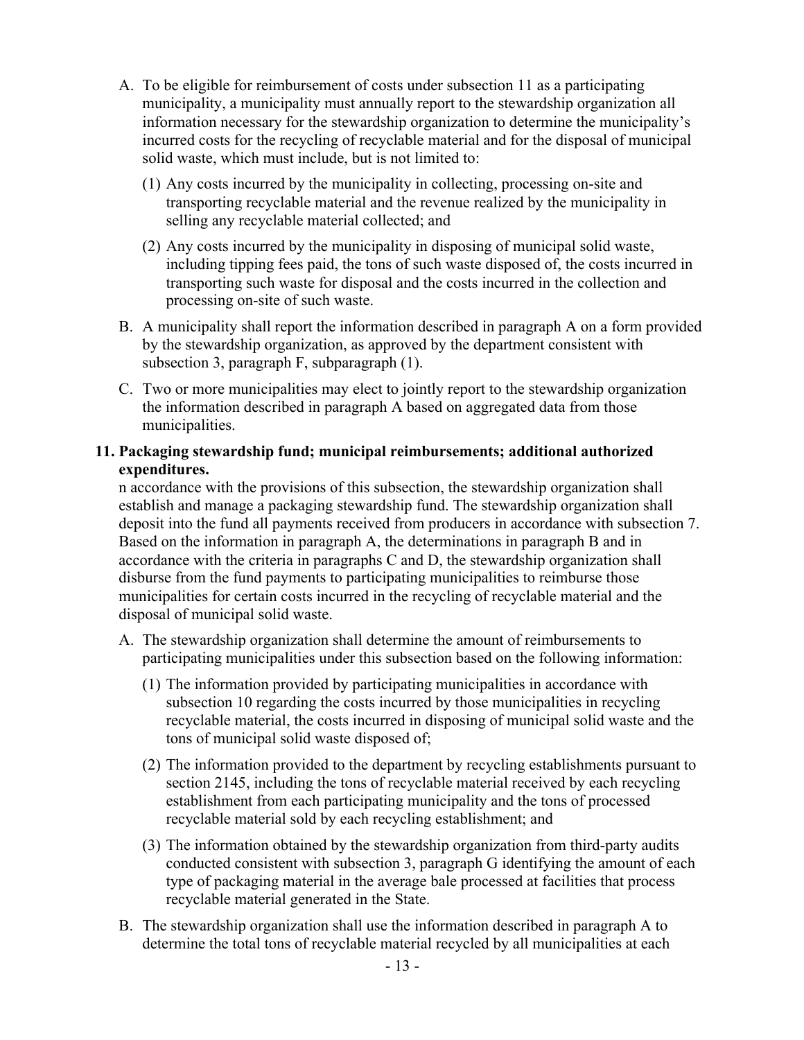A. To be eligible for reimbursement of costs under subsection 11 as a participating municipality, a municipality must annually report to the stewardship organization all information necessary for the stewardship organization to determine the municipality's incurred costs for the recycling of recyclable material and for the disposal of municipal solid waste, which must include, but is not limited to:

   (1) Any costs incurred by the municipality in collecting, processing on-site and transporting recyclable material and the revenue realized by the municipality in selling any recyclable material collected; and

   (2) Any costs incurred by the municipality in disposing of municipal solid waste, including tipping fees paid, the tons of such waste disposed of, the costs incurred in transporting such waste for disposal and the costs incurred in the collection and processing on-site of such waste.

B. A municipality shall report the information described in paragraph A on a form provided by the stewardship organization, as approved by the department consistent with subsection 3, paragraph F, subparagraph (1).

C. Two or more municipalities may elect to jointly report to the stewardship organization the information described in paragraph A based on aggregated data from those municipalities.

**11. Packaging stewardship fund; municipal reimbursements; additional authorized expenditures.**
n accordance with the provisions of this subsection, the stewardship organization shall establish and manage a packaging stewardship fund. The stewardship organization shall deposit into the fund all payments received from producers in accordance with subsection 7. Based on the information in paragraph A, the determinations in paragraph B and in accordance with the criteria in paragraphs C and D, the stewardship organization shall disburse from the fund payments to participating municipalities to reimburse those municipalities for certain costs incurred in the recycling of recyclable material and the disposal of municipal solid waste.

A. The stewardship organization shall determine the amount of reimbursements to participating municipalities under this subsection based on the following information:

   (1) The information provided by participating municipalities in accordance with subsection 10 regarding the costs incurred by those municipalities in recycling recyclable material, the costs incurred in disposing of municipal solid waste and the tons of municipal solid waste disposed of;

   (2) The information provided to the department by recycling establishments pursuant to section 2145, including the tons of recyclable material received by each recycling establishment from each participating municipality and the tons of processed recyclable material sold by each recycling establishment; and

   (3) The information obtained by the stewardship organization from third-party audits conducted consistent with subsection 3, paragraph G identifying the amount of each type of packaging material in the average bale processed at facilities that process recyclable material generated in the State.

B. The stewardship organization shall use the information described in paragraph A to determine the total tons of recyclable material recycled by all municipalities at each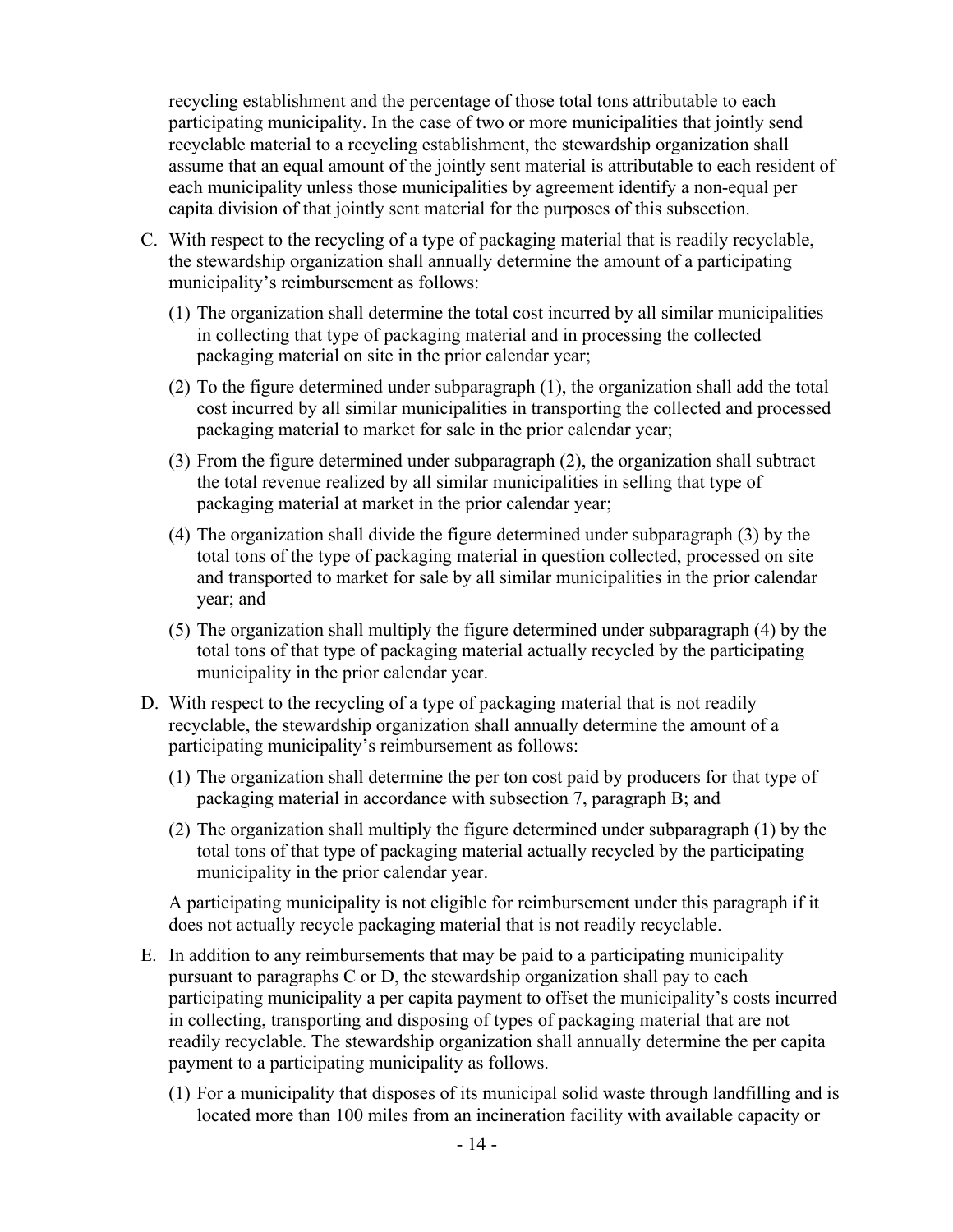recycling establishment and the percentage of those total tons attributable to each participating municipality. In the case of two or more municipalities that jointly send recyclable material to a recycling establishment, the stewardship organization shall assume that an equal amount of the jointly sent material is attributable to each resident of each municipality unless those municipalities by agreement identify a non-equal per capita division of that jointly sent material for the purposes of this subsection.

C. With respect to the recycling of a type of packaging material that is readily recyclable, the stewardship organization shall annually determine the amount of a participating municipality's reimbursement as follows:

   (1) The organization shall determine the total cost incurred by all similar municipalities in collecting that type of packaging material and in processing the collected packaging material on site in the prior calendar year;

   (2) To the figure determined under subparagraph (1), the organization shall add the total cost incurred by all similar municipalities in transporting the collected and processed packaging material to market for sale in the prior calendar year;

   (3) From the figure determined under subparagraph (2), the organization shall subtract the total revenue realized by all similar municipalities in selling that type of packaging material at market in the prior calendar year;

   (4) The organization shall divide the figure determined under subparagraph (3) by the total tons of the type of packaging material in question collected, processed on site and transported to market for sale by all similar municipalities in the prior calendar year; and

   (5) The organization shall multiply the figure determined under subparagraph (4) by the total tons of that type of packaging material actually recycled by the participating municipality in the prior calendar year.

D. With respect to the recycling of a type of packaging material that is not readily recyclable, the stewardship organization shall annually determine the amount of a participating municipality's reimbursement as follows:

   (1) The organization shall determine the per ton cost paid by producers for that type of packaging material in accordance with subsection 7, paragraph B; and

   (2) The organization shall multiply the figure determined under subparagraph (1) by the total tons of that type of packaging material actually recycled by the participating municipality in the prior calendar year.

   A participating municipality is not eligible for reimbursement under this paragraph if it does not actually recycle packaging material that is not readily recyclable.

E. In addition to any reimbursements that may be paid to a participating municipality pursuant to paragraphs C or D, the stewardship organization shall pay to each participating municipality a per capita payment to offset the municipality's costs incurred in collecting, transporting and disposing of types of packaging material that are not readily recyclable. The stewardship organization shall annually determine the per capita payment to a participating municipality as follows.

   (1) For a municipality that disposes of its municipal solid waste through landfilling and is located more than 100 miles from an incineration facility with available capacity or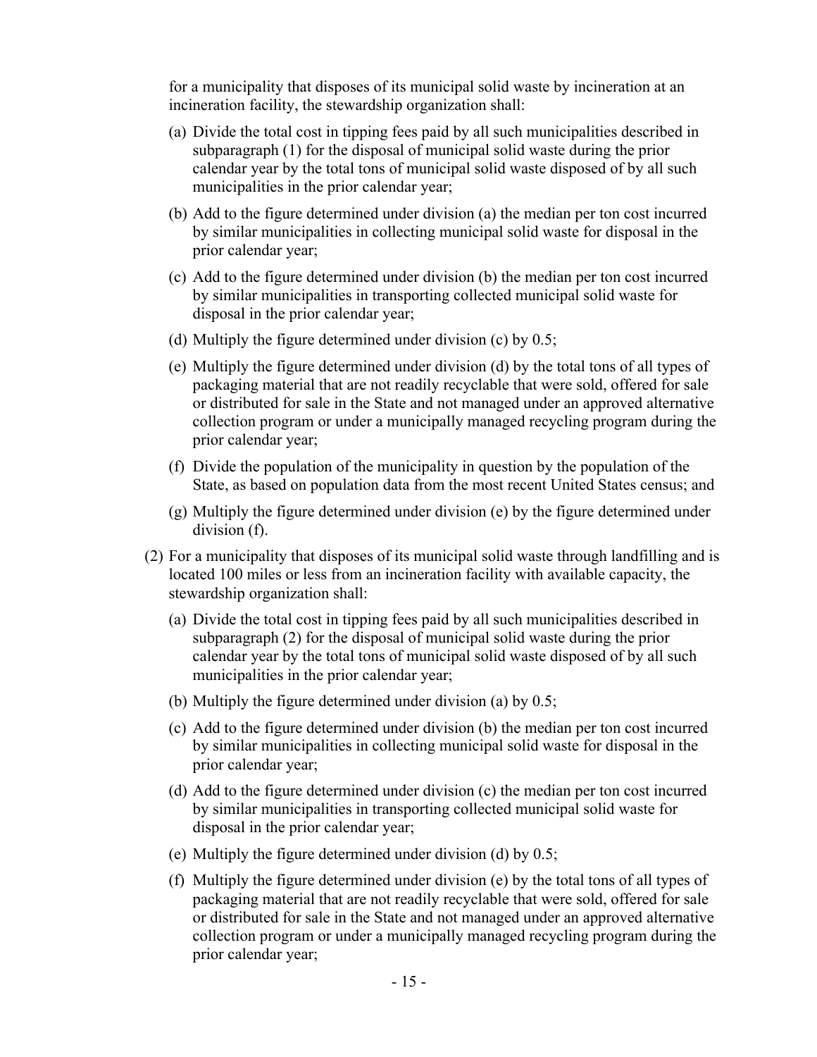for a municipality that disposes of its municipal solid waste by incineration at an incineration facility, the stewardship organization shall:

(a) Divide the total cost in tipping fees paid by all such municipalities described in subparagraph (1) for the disposal of municipal solid waste during the prior calendar year by the total tons of municipal solid waste disposed of by all such municipalities in the prior calendar year;

(b) Add to the figure determined under division (a) the median per ton cost incurred by similar municipalities in collecting municipal solid waste for disposal in the prior calendar year;

(c) Add to the figure determined under division (b) the median per ton cost incurred by similar municipalities in transporting collected municipal solid waste for disposal in the prior calendar year;

(d) Multiply the figure determined under division (c) by 0.5;

(e) Multiply the figure determined under division (d) by the total tons of all types of packaging material that are not readily recyclable that were sold, offered for sale or distributed for sale in the State and not managed under an approved alternative collection program or under a municipally managed recycling program during the prior calendar year;

(f) Divide the population of the municipality in question by the population of the State, as based on population data from the most recent United States census; and

(g) Multiply the figure determined under division (e) by the figure determined under division (f).

(2) For a municipality that disposes of its municipal solid waste through landfilling and is located 100 miles or less from an incineration facility with available capacity, the stewardship organization shall:

(a) Divide the total cost in tipping fees paid by all such municipalities described in subparagraph (2) for the disposal of municipal solid waste during the prior calendar year by the total tons of municipal solid waste disposed of by all such municipalities in the prior calendar year;

(b) Multiply the figure determined under division (a) by 0.5;

(c) Add to the figure determined under division (b) the median per ton cost incurred by similar municipalities in collecting municipal solid waste for disposal in the prior calendar year;

(d) Add to the figure determined under division (c) the median per ton cost incurred by similar municipalities in transporting collected municipal solid waste for disposal in the prior calendar year;

(e) Multiply the figure determined under division (d) by 0.5;

(f) Multiply the figure determined under division (e) by the total tons of all types of packaging material that are not readily recyclable that were sold, offered for sale or distributed for sale in the State and not managed under an approved alternative collection program or under a municipally managed recycling program during the prior calendar year;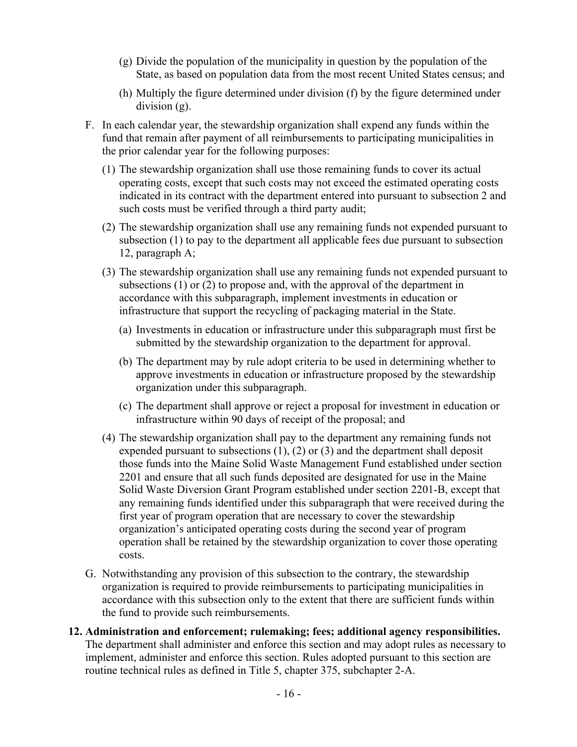(g) Divide the population of the municipality in question by the population of the State, as based on population data from the most recent United States census; and

(h) Multiply the figure determined under division (f) by the figure determined under division (g).

F. In each calendar year, the stewardship organization shall expend any funds within the fund that remain after payment of all reimbursements to participating municipalities in the prior calendar year for the following purposes:

(1) The stewardship organization shall use those remaining funds to cover its actual operating costs, except that such costs may not exceed the estimated operating costs indicated in its contract with the department entered into pursuant to subsection 2 and such costs must be verified through a third party audit;

(2) The stewardship organization shall use any remaining funds not expended pursuant to subsection (1) to pay to the department all applicable fees due pursuant to subsection 12, paragraph A;

(3) The stewardship organization shall use any remaining funds not expended pursuant to subsections (1) or (2) to propose and, with the approval of the department in accordance with this subparagraph, implement investments in education or infrastructure that support the recycling of packaging material in the State.

(a) Investments in education or infrastructure under this subparagraph must first be submitted by the stewardship organization to the department for approval.

(b) The department may by rule adopt criteria to be used in determining whether to approve investments in education or infrastructure proposed by the stewardship organization under this subparagraph.

(c) The department shall approve or reject a proposal for investment in education or infrastructure within 90 days of receipt of the proposal; and

(4) The stewardship organization shall pay to the department any remaining funds not expended pursuant to subsections (1), (2) or (3) and the department shall deposit those funds into the Maine Solid Waste Management Fund established under section 2201 and ensure that all such funds deposited are designated for use in the Maine Solid Waste Diversion Grant Program established under section 2201-B, except that any remaining funds identified under this subparagraph that were received during the first year of program operation that are necessary to cover the stewardship organization's anticipated operating costs during the second year of program operation shall be retained by the stewardship organization to cover those operating costs.

G. Notwithstanding any provision of this subsection to the contrary, the stewardship organization is required to provide reimbursements to participating municipalities in accordance with this subsection only to the extent that there are sufficient funds within the fund to provide such reimbursements.

**12. Administration and enforcement; rulemaking; fees; additional agency responsibilities.** The department shall administer and enforce this section and may adopt rules as necessary to implement, administer and enforce this section. Rules adopted pursuant to this section are routine technical rules as defined in Title 5, chapter 375, subchapter 2-A.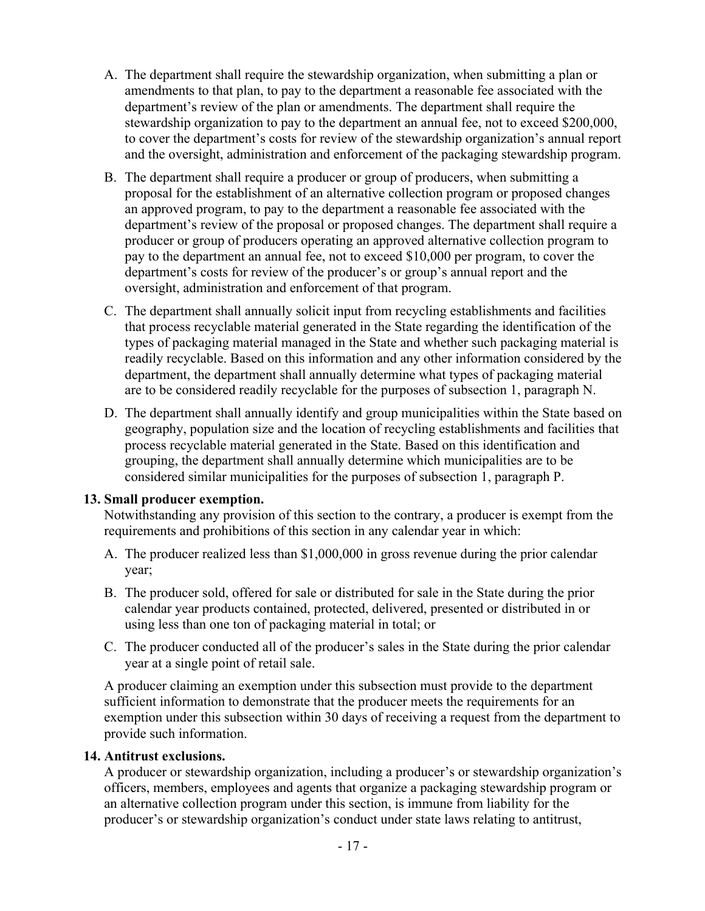A. The department shall require the stewardship organization, when submitting a plan or amendments to that plan, to pay to the department a reasonable fee associated with the department's review of the plan or amendments. The department shall require the stewardship organization to pay to the department an annual fee, not to exceed $200,000, to cover the department's costs for review of the stewardship organization's annual report and the oversight, administration and enforcement of the packaging stewardship program.

B. The department shall require a producer or group of producers, when submitting a proposal for the establishment of an alternative collection program or proposed changes an approved program, to pay to the department a reasonable fee associated with the department's review of the proposal or proposed changes. The department shall require a producer or group of producers operating an approved alternative collection program to pay to the department an annual fee, not to exceed $10,000 per program, to cover the department's costs for review of the producer's or group's annual report and the oversight, administration and enforcement of that program.

C. The department shall annually solicit input from recycling establishments and facilities that process recyclable material generated in the State regarding the identification of the types of packaging material managed in the State and whether such packaging material is readily recyclable. Based on this information and any other information considered by the department, the department shall annually determine what types of packaging material are to be considered readily recyclable for the purposes of subsection 1, paragraph N.

D. The department shall annually identify and group municipalities within the State based on geography, population size and the location of recycling establishments and facilities that process recyclable material generated in the State. Based on this identification and grouping, the department shall annually determine which municipalities are to be considered similar municipalities for the purposes of subsection 1, paragraph P.

**13. Small producer exemption.**

Notwithstanding any provision of this section to the contrary, a producer is exempt from the requirements and prohibitions of this section in any calendar year in which:

A. The producer realized less than $1,000,000 in gross revenue during the prior calendar year;

B. The producer sold, offered for sale or distributed for sale in the State during the prior calendar year products contained, protected, delivered, presented or distributed in or using less than one ton of packaging material in total; or

C. The producer conducted all of the producer's sales in the State during the prior calendar year at a single point of retail sale.

A producer claiming an exemption under this subsection must provide to the department sufficient information to demonstrate that the producer meets the requirements for an exemption under this subsection within 30 days of receiving a request from the department to provide such information.

**14. Antitrust exclusions.**

A producer or stewardship organization, including a producer's or stewardship organization's officers, members, employees and agents that organize a packaging stewardship program or an alternative collection program under this section, is immune from liability for the producer's or stewardship organization's conduct under state laws relating to antitrust,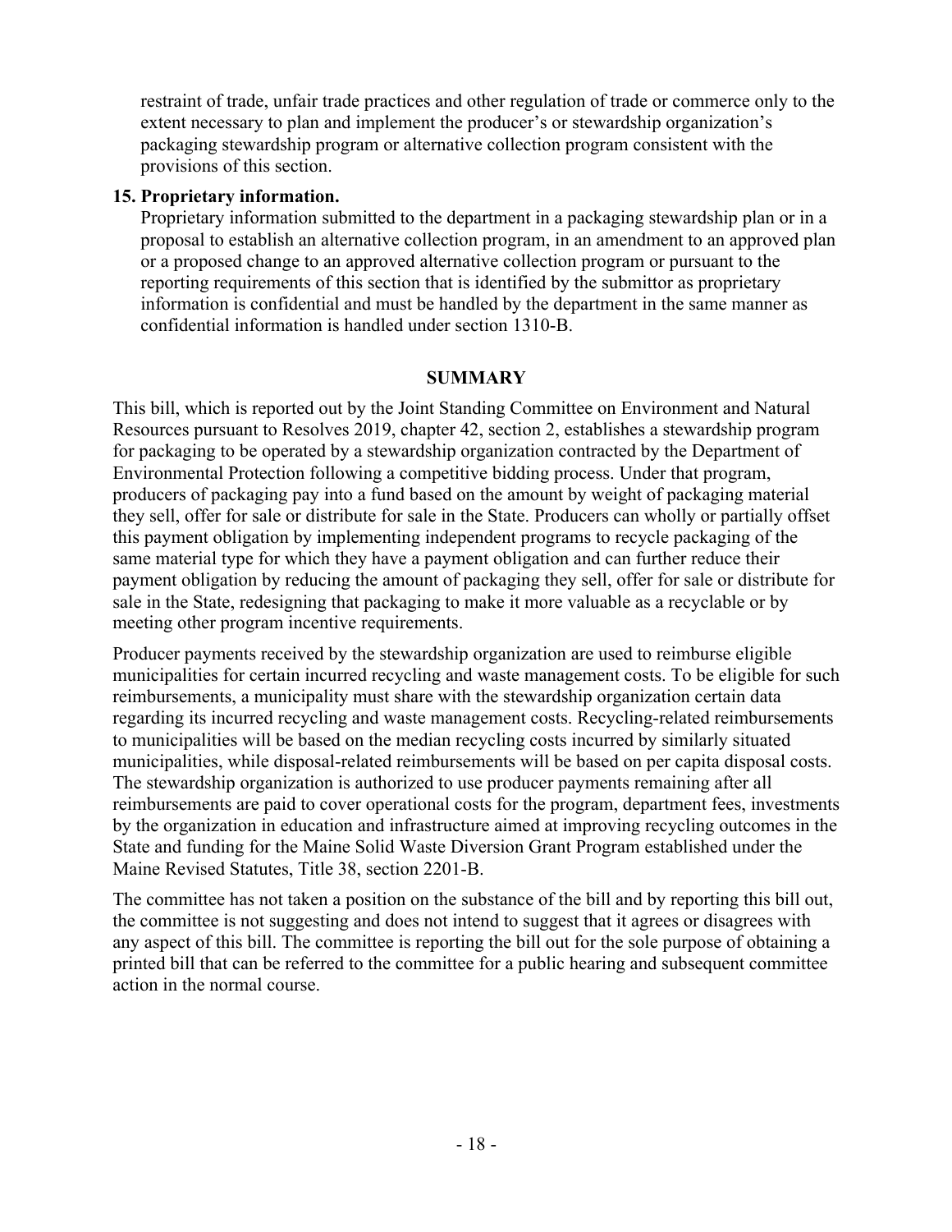restraint of trade, unfair trade practices and other regulation of trade or commerce only to the extent necessary to plan and implement the producer's or stewardship organization's packaging stewardship program or alternative collection program consistent with the provisions of this section.

**15. Proprietary information.**

Proprietary information submitted to the department in a packaging stewardship plan or in a proposal to establish an alternative collection program, in an amendment to an approved plan or a proposed change to an approved alternative collection program or pursuant to the reporting requirements of this section that is identified by the submittor as proprietary information is confidential and must be handled by the department in the same manner as confidential information is handled under section 1310-B.

## SUMMARY

This bill, which is reported out by the Joint Standing Committee on Environment and Natural Resources pursuant to Resolves 2019, chapter 42, section 2, establishes a stewardship program for packaging to be operated by a stewardship organization contracted by the Department of Environmental Protection following a competitive bidding process. Under that program, producers of packaging pay into a fund based on the amount by weight of packaging material they sell, offer for sale or distribute for sale in the State. Producers can wholly or partially offset this payment obligation by implementing independent programs to recycle packaging of the same material type for which they have a payment obligation and can further reduce their payment obligation by reducing the amount of packaging they sell, offer for sale or distribute for sale in the State, redesigning that packaging to make it more valuable as a recyclable or by meeting other program incentive requirements.

Producer payments received by the stewardship organization are used to reimburse eligible municipalities for certain incurred recycling and waste management costs. To be eligible for such reimbursements, a municipality must share with the stewardship organization certain data regarding its incurred recycling and waste management costs. Recycling-related reimbursements to municipalities will be based on the median recycling costs incurred by similarly situated municipalities, while disposal-related reimbursements will be based on per capita disposal costs. The stewardship organization is authorized to use producer payments remaining after all reimbursements are paid to cover operational costs for the program, department fees, investments by the organization in education and infrastructure aimed at improving recycling outcomes in the State and funding for the Maine Solid Waste Diversion Grant Program established under the Maine Revised Statutes, Title 38, section 2201-B.

The committee has not taken a position on the substance of the bill and by reporting this bill out, the committee is not suggesting and does not intend to suggest that it agrees or disagrees with any aspect of this bill. The committee is reporting the bill out for the sole purpose of obtaining a printed bill that can be referred to the committee for a public hearing and subsequent committee action in the normal course.